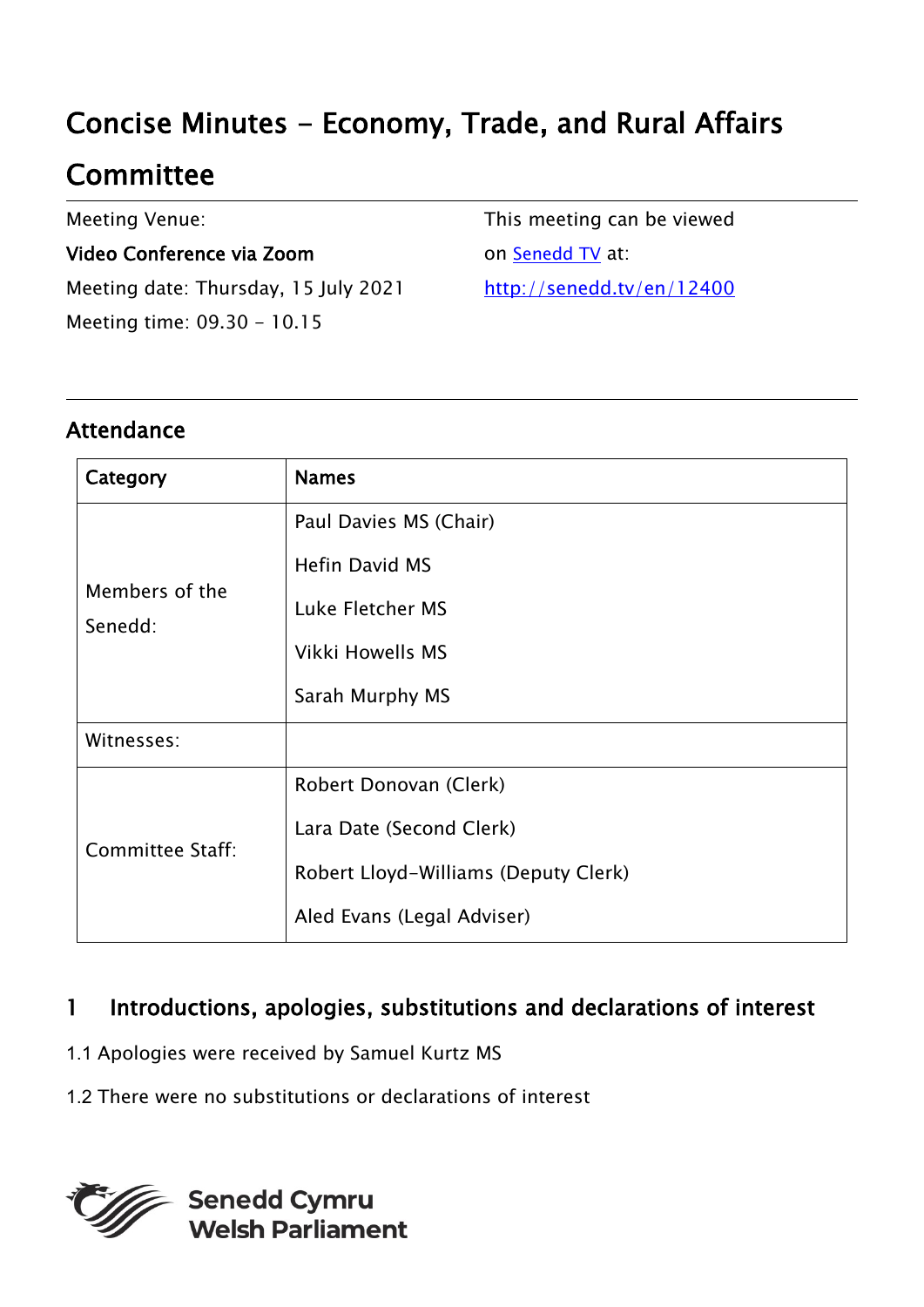# Concise Minutes - Economy, Trade, and Rural Affairs Committee

Meeting Venue:

**Video Conference via Zoom**

Meeting date: Thursday, 15 July 2021

Meeting time: 09.30 - 10.15

This meeting can be viewed on [Senedd TV](http://senedd.tv/en/12400) at:

http://senedd.tv/en/12400

## Attendance

| Category | Names |
|---|---|
| Members of the Senedd: | Paul Davies MS (Chair)<br>Hefin David MS<br>Luke Fletcher MS<br>Vikki Howells MS<br>Sarah Murphy MS |
| Witnesses: | |
| Committee Staff: | Robert Donovan (Clerk)<br>Lara Date (Second Clerk)<br>Robert Lloyd-Williams (Deputy Clerk)<br>Aled Evans (Legal Adviser) |

## 1 Introductions, apologies, substitutions and declarations of interest

1.1 Apologies were received by Samuel Kurtz MS

1.2 There were no substitutions or declarations of interest

Senedd Cymru
Welsh Parliament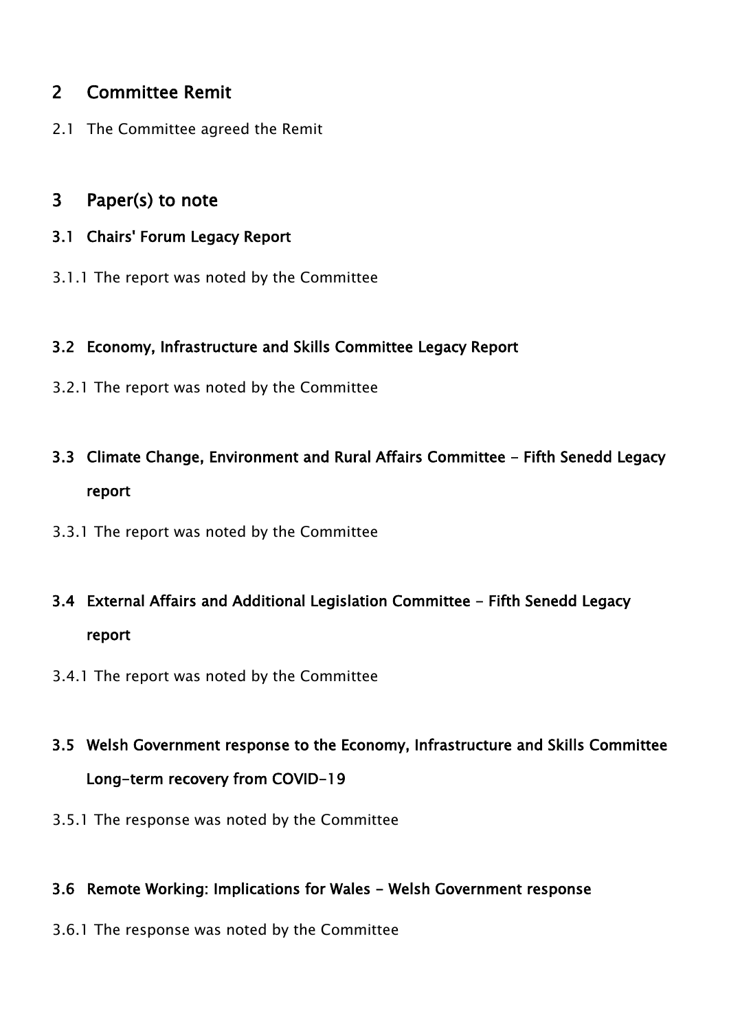## 2 Committee Remit

2.1 The Committee agreed the Remit

## 3 Paper(s) to note

### 3.1 Chairs' Forum Legacy Report

3.1.1 The report was noted by the Committee

### 3.2 Economy, Infrastructure and Skills Committee Legacy Report

3.2.1 The report was noted by the Committee

### 3.3 Climate Change, Environment and Rural Affairs Committee - Fifth Senedd Legacy report

3.3.1 The report was noted by the Committee

### 3.4 External Affairs and Additional Legislation Committee - Fifth Senedd Legacy report

3.4.1 The report was noted by the Committee

### 3.5 Welsh Government response to the Economy, Infrastructure and Skills Committee Long-term recovery from COVID-19

3.5.1 The response was noted by the Committee

### 3.6 Remote Working: Implications for Wales - Welsh Government response

3.6.1 The response was noted by the Committee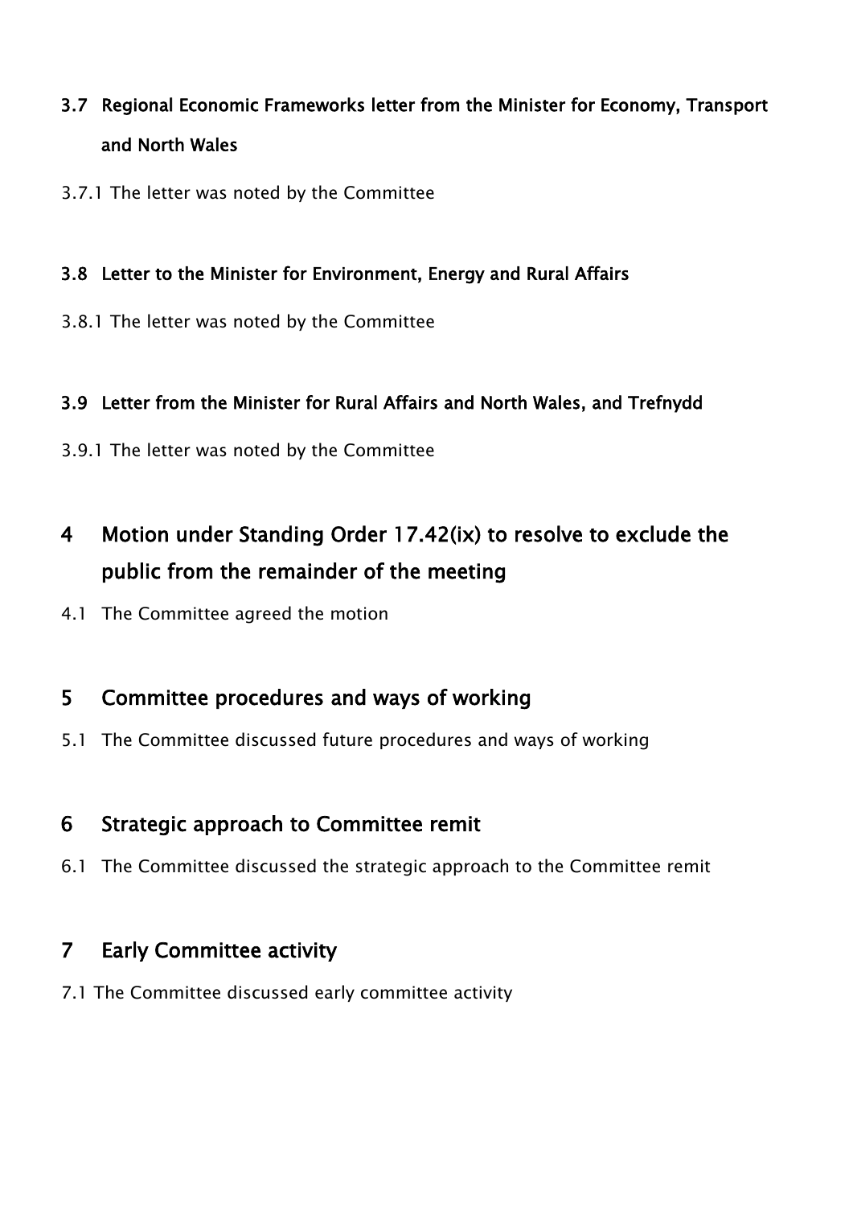### 3.7 Regional Economic Frameworks letter from the Minister for Economy, Transport and North Wales

3.7.1 The letter was noted by the Committee

### 3.8 Letter to the Minister for Environment, Energy and Rural Affairs

3.8.1 The letter was noted by the Committee

### 3.9 Letter from the Minister for Rural Affairs and North Wales, and Trefnydd

3.9.1 The letter was noted by the Committee

## 4 Motion under Standing Order 17.42(ix) to resolve to exclude the public from the remainder of the meeting

4.1 The Committee agreed the motion

## 5 Committee procedures and ways of working

5.1 The Committee discussed future procedures and ways of working

## 6 Strategic approach to Committee remit

6.1 The Committee discussed the strategic approach to the Committee remit

## 7 Early Committee activity

7.1 The Committee discussed early committee activity